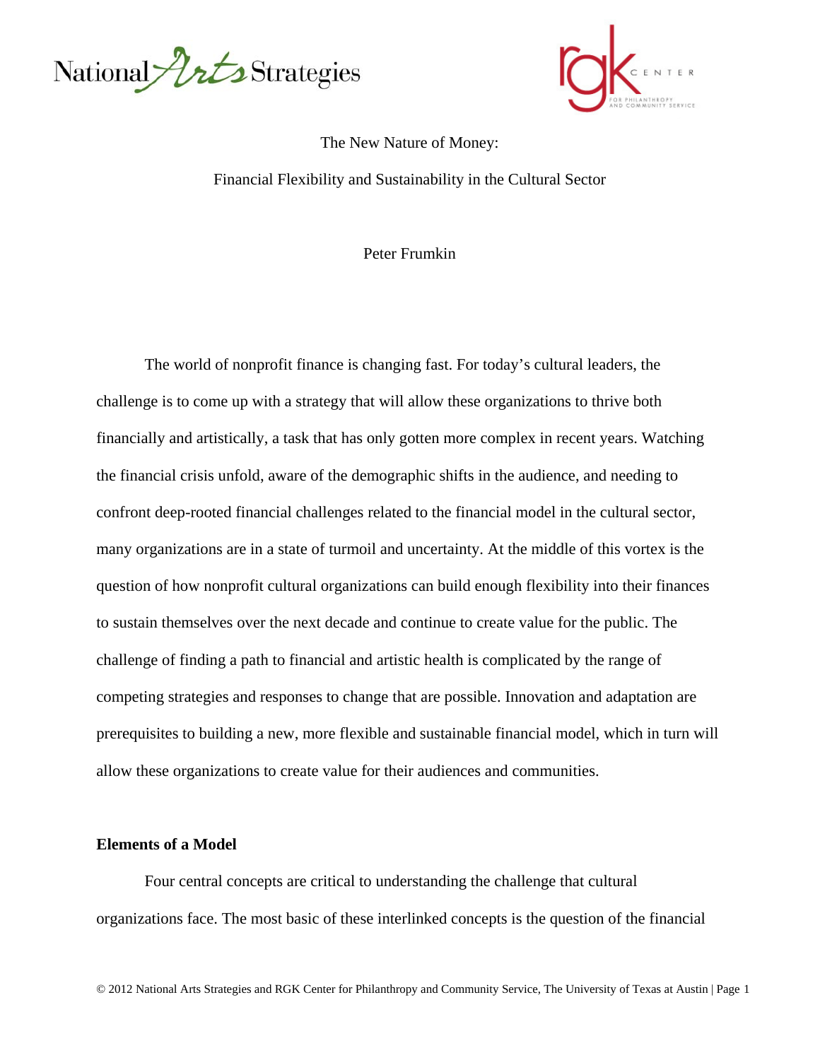# The New Nature of Money:

## Financial Flexibility and Sustainability in the Cultural Sector

Peter Frumkin

The world of nonprofit finance is changing fast. For today's cultural leaders, the challenge is to come up with a strategy that will allow these organizations to thrive both financially and artistically, a task that has only gotten more complex in recent years. Watching the financial crisis unfold, aware of the demographic shifts in the audience, and needing to confront deep-rooted financial challenges related to the financial model in the cultural sector, many organizations are in a state of turmoil and uncertainty. At the middle of this vortex is the question of how nonprofit cultural organizations can build enough flexibility into their finances to sustain themselves over the next decade and continue to create value for the public. The challenge of finding a path to financial and artistic health is complicated by the range of competing strategies and responses to change that are possible. Innovation and adaptation are prerequisites to building a new, more flexible and sustainable financial model, which in turn will allow these organizations to create value for their audiences and communities.

**Elements of a Model**

Four central concepts are critical to understanding the challenge that cultural organizations face. The most basic of these interlinked concepts is the question of the financial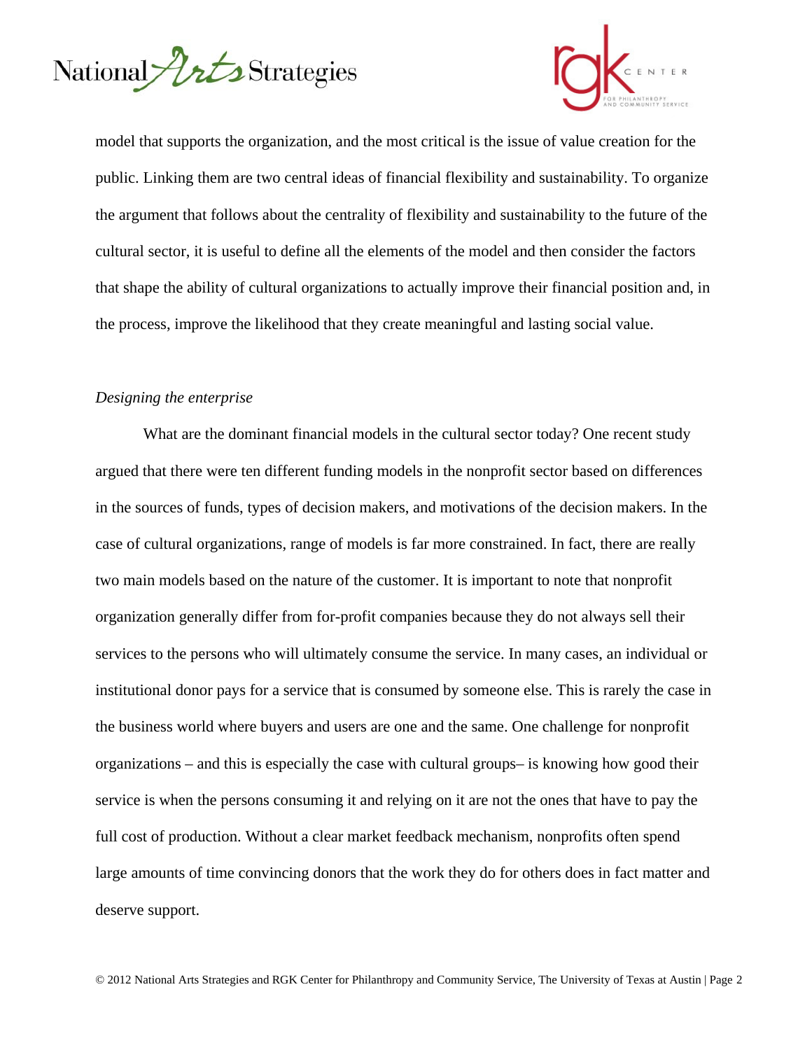model that supports the organization, and the most critical is the issue of value creation for the public. Linking them are two central ideas of financial flexibility and sustainability. To organize the argument that follows about the centrality of flexibility and sustainability to the future of the cultural sector, it is useful to define all the elements of the model and then consider the factors that shape the ability of cultural organizations to actually improve their financial position and, in the process, improve the likelihood that they create meaningful and lasting social value.

*Designing the enterprise*

What are the dominant financial models in the cultural sector today? One recent study argued that there were ten different funding models in the nonprofit sector based on differences in the sources of funds, types of decision makers, and motivations of the decision makers. In the case of cultural organizations, range of models is far more constrained. In fact, there are really two main models based on the nature of the customer. It is important to note that nonprofit organization generally differ from for-profit companies because they do not always sell their services to the persons who will ultimately consume the service. In many cases, an individual or institutional donor pays for a service that is consumed by someone else. This is rarely the case in the business world where buyers and users are one and the same. One challenge for nonprofit organizations – and this is especially the case with cultural groups– is knowing how good their service is when the persons consuming it and relying on it are not the ones that have to pay the full cost of production. Without a clear market feedback mechanism, nonprofits often spend large amounts of time convincing donors that the work they do for others does in fact matter and deserve support.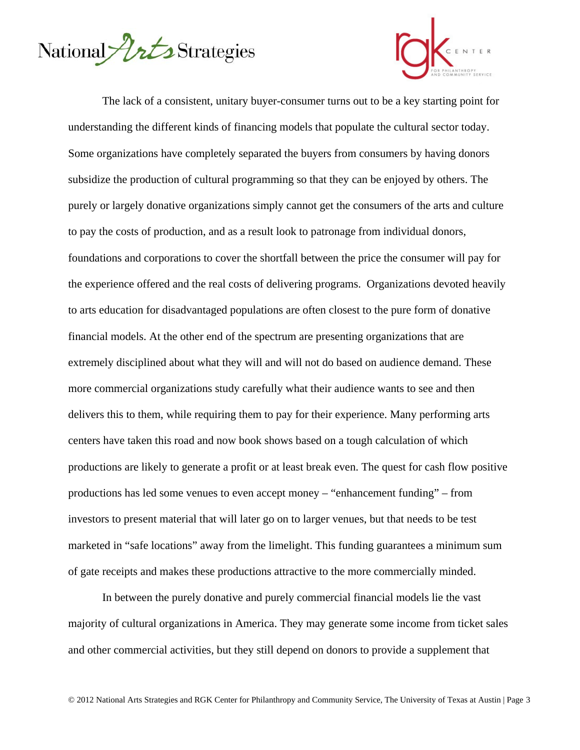The lack of a consistent, unitary buyer-consumer turns out to be a key starting point for understanding the different kinds of financing models that populate the cultural sector today. Some organizations have completely separated the buyers from consumers by having donors subsidize the production of cultural programming so that they can be enjoyed by others. The purely or largely donative organizations simply cannot get the consumers of the arts and culture to pay the costs of production, and as a result look to patronage from individual donors, foundations and corporations to cover the shortfall between the price the consumer will pay for the experience offered and the real costs of delivering programs. Organizations devoted heavily to arts education for disadvantaged populations are often closest to the pure form of donative financial models. At the other end of the spectrum are presenting organizations that are extremely disciplined about what they will and will not do based on audience demand. These more commercial organizations study carefully what their audience wants to see and then delivers this to them, while requiring them to pay for their experience. Many performing arts centers have taken this road and now book shows based on a tough calculation of which productions are likely to generate a profit or at least break even. The quest for cash flow positive productions has led some venues to even accept money – "enhancement funding" – from investors to present material that will later go on to larger venues, but that needs to be test marketed in "safe locations" away from the limelight. This funding guarantees a minimum sum of gate receipts and makes these productions attractive to the more commercially minded.

In between the purely donative and purely commercial financial models lie the vast majority of cultural organizations in America. They may generate some income from ticket sales and other commercial activities, but they still depend on donors to provide a supplement that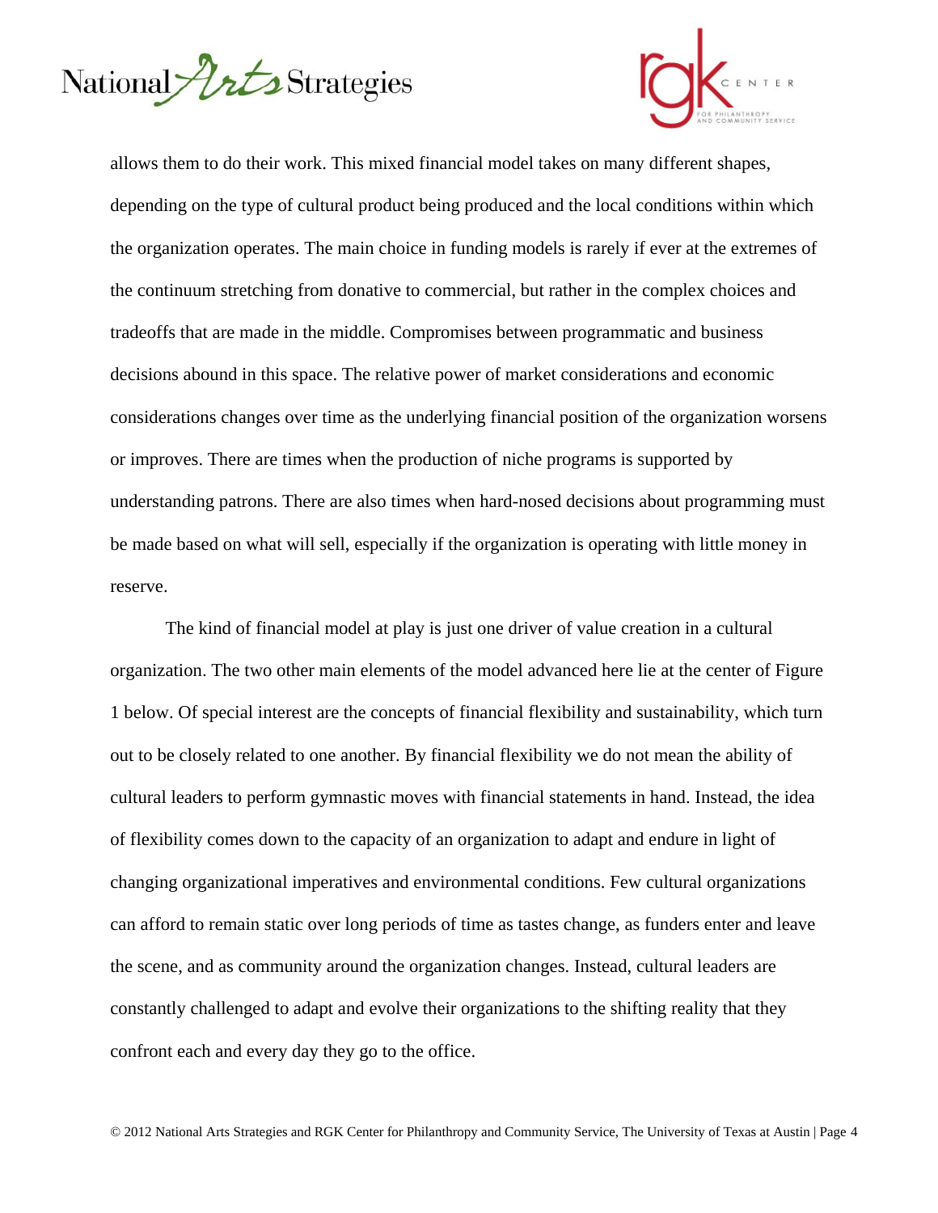allows them to do their work. This mixed financial model takes on many different shapes, depending on the type of cultural product being produced and the local conditions within which the organization operates. The main choice in funding models is rarely if ever at the extremes of the continuum stretching from donative to commercial, but rather in the complex choices and tradeoffs that are made in the middle. Compromises between programmatic and business decisions abound in this space. The relative power of market considerations and economic considerations changes over time as the underlying financial position of the organization worsens or improves. There are times when the production of niche programs is supported by understanding patrons. There are also times when hard-nosed decisions about programming must be made based on what will sell, especially if the organization is operating with little money in reserve.

The kind of financial model at play is just one driver of value creation in a cultural organization. The two other main elements of the model advanced here lie at the center of Figure 1 below. Of special interest are the concepts of financial flexibility and sustainability, which turn out to be closely related to one another. By financial flexibility we do not mean the ability of cultural leaders to perform gymnastic moves with financial statements in hand. Instead, the idea of flexibility comes down to the capacity of an organization to adapt and endure in light of changing organizational imperatives and environmental conditions. Few cultural organizations can afford to remain static over long periods of time as tastes change, as funders enter and leave the scene, and as community around the organization changes. Instead, cultural leaders are constantly challenged to adapt and evolve their organizations to the shifting reality that they confront each and every day they go to the office.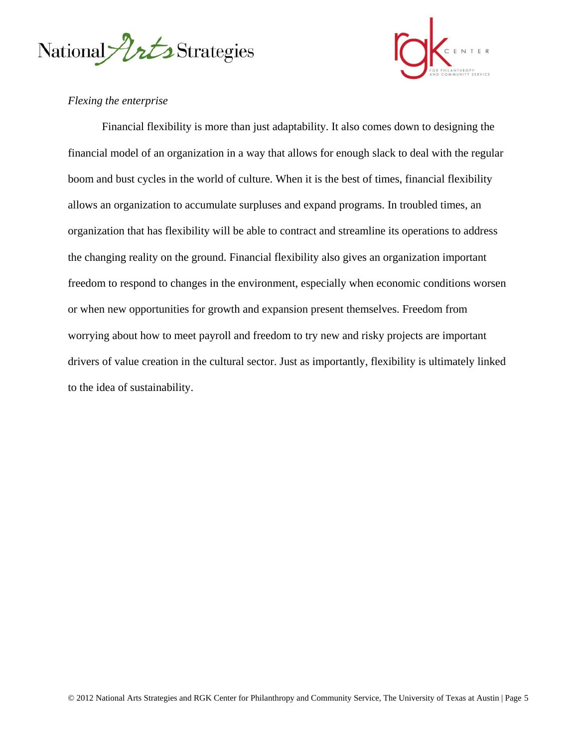*Flexing the enterprise*

Financial flexibility is more than just adaptability. It also comes down to designing the financial model of an organization in a way that allows for enough slack to deal with the regular boom and bust cycles in the world of culture. When it is the best of times, financial flexibility allows an organization to accumulate surpluses and expand programs. In troubled times, an organization that has flexibility will be able to contract and streamline its operations to address the changing reality on the ground. Financial flexibility also gives an organization important freedom to respond to changes in the environment, especially when economic conditions worsen or when new opportunities for growth and expansion present themselves. Freedom from worrying about how to meet payroll and freedom to try new and risky projects are important drivers of value creation in the cultural sector. Just as importantly, flexibility is ultimately linked to the idea of sustainability.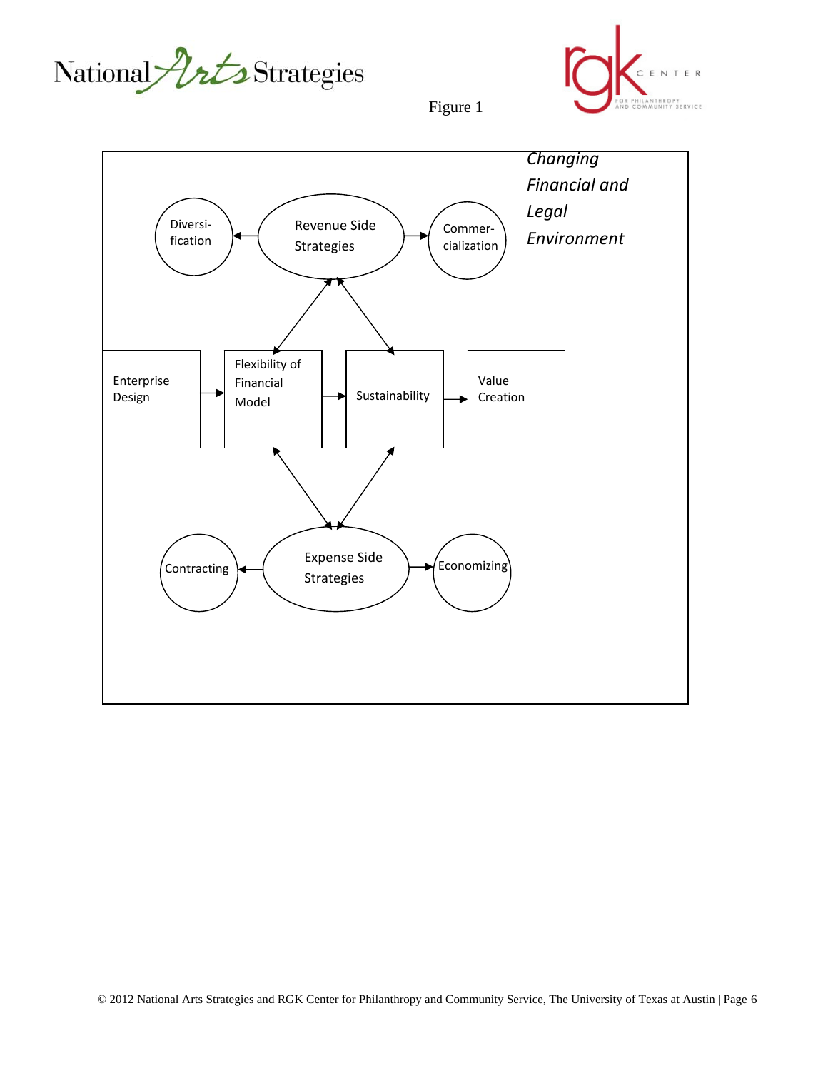Figure 1

*Changing Financial and Legal Environment*

Diversi-fication

Revenue Side Strategies

Commer-cialization

Enterprise Design

Flexibility of Financial Model

Sustainability

Value Creation

Contracting

Expense Side Strategies

Economizing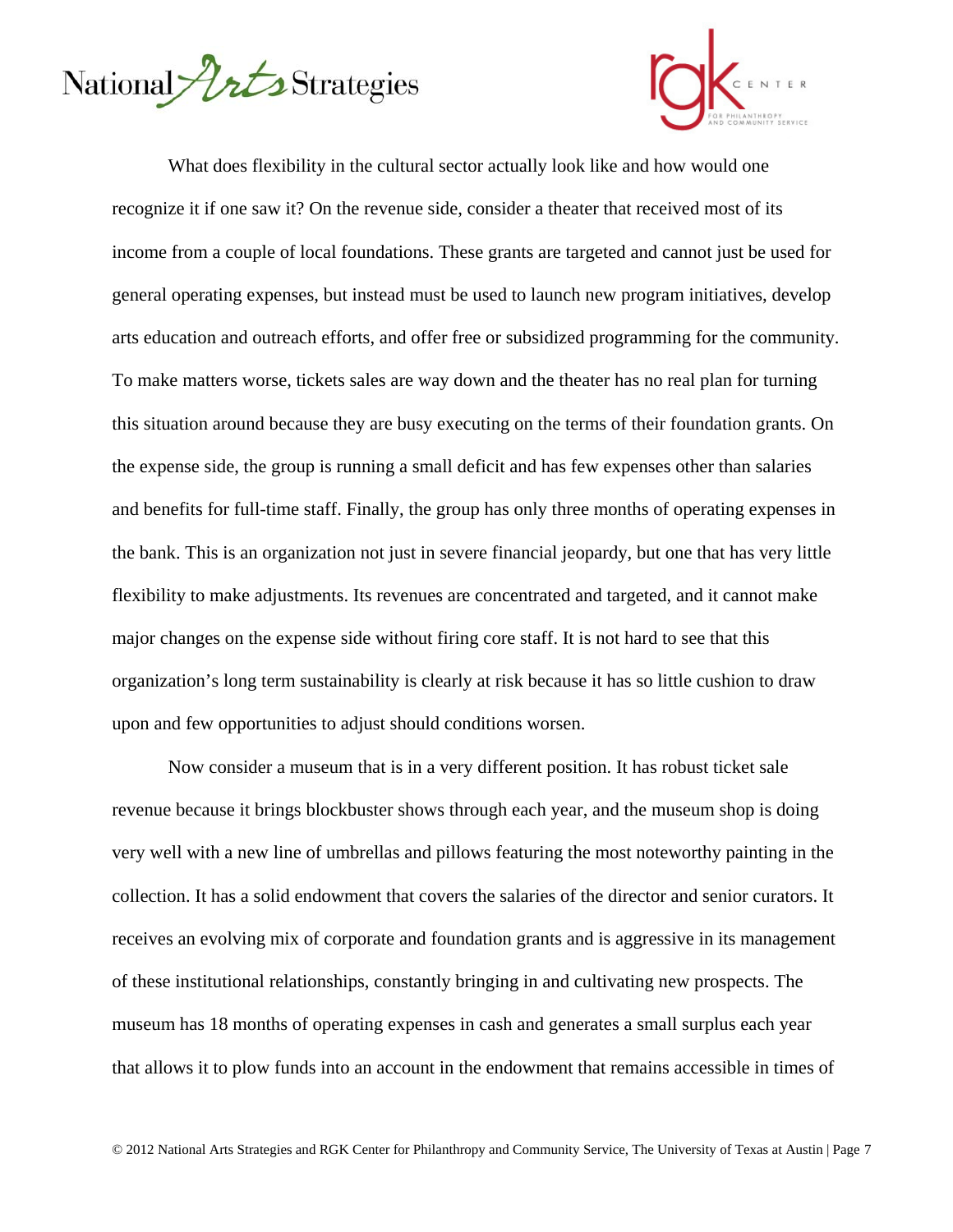What does flexibility in the cultural sector actually look like and how would one recognize it if one saw it? On the revenue side, consider a theater that received most of its income from a couple of local foundations. These grants are targeted and cannot just be used for general operating expenses, but instead must be used to launch new program initiatives, develop arts education and outreach efforts, and offer free or subsidized programming for the community. To make matters worse, tickets sales are way down and the theater has no real plan for turning this situation around because they are busy executing on the terms of their foundation grants. On the expense side, the group is running a small deficit and has few expenses other than salaries and benefits for full-time staff. Finally, the group has only three months of operating expenses in the bank. This is an organization not just in severe financial jeopardy, but one that has very little flexibility to make adjustments. Its revenues are concentrated and targeted, and it cannot make major changes on the expense side without firing core staff. It is not hard to see that this organization's long term sustainability is clearly at risk because it has so little cushion to draw upon and few opportunities to adjust should conditions worsen.

Now consider a museum that is in a very different position. It has robust ticket sale revenue because it brings blockbuster shows through each year, and the museum shop is doing very well with a new line of umbrellas and pillows featuring the most noteworthy painting in the collection. It has a solid endowment that covers the salaries of the director and senior curators. It receives an evolving mix of corporate and foundation grants and is aggressive in its management of these institutional relationships, constantly bringing in and cultivating new prospects. The museum has 18 months of operating expenses in cash and generates a small surplus each year that allows it to plow funds into an account in the endowment that remains accessible in times of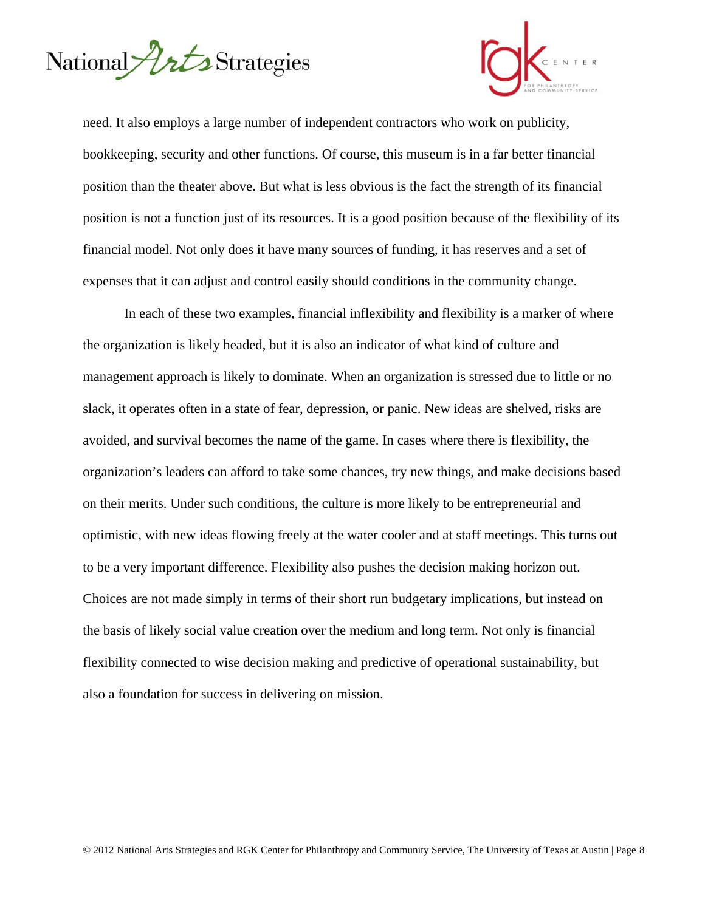need. It also employs a large number of independent contractors who work on publicity, bookkeeping, security and other functions. Of course, this museum is in a far better financial position than the theater above. But what is less obvious is the fact the strength of its financial position is not a function just of its resources. It is a good position because of the flexibility of its financial model. Not only does it have many sources of funding, it has reserves and a set of expenses that it can adjust and control easily should conditions in the community change.

In each of these two examples, financial inflexibility and flexibility is a marker of where the organization is likely headed, but it is also an indicator of what kind of culture and management approach is likely to dominate. When an organization is stressed due to little or no slack, it operates often in a state of fear, depression, or panic. New ideas are shelved, risks are avoided, and survival becomes the name of the game. In cases where there is flexibility, the organization's leaders can afford to take some chances, try new things, and make decisions based on their merits. Under such conditions, the culture is more likely to be entrepreneurial and optimistic, with new ideas flowing freely at the water cooler and at staff meetings. This turns out to be a very important difference. Flexibility also pushes the decision making horizon out. Choices are not made simply in terms of their short run budgetary implications, but instead on the basis of likely social value creation over the medium and long term. Not only is financial flexibility connected to wise decision making and predictive of operational sustainability, but also a foundation for success in delivering on mission.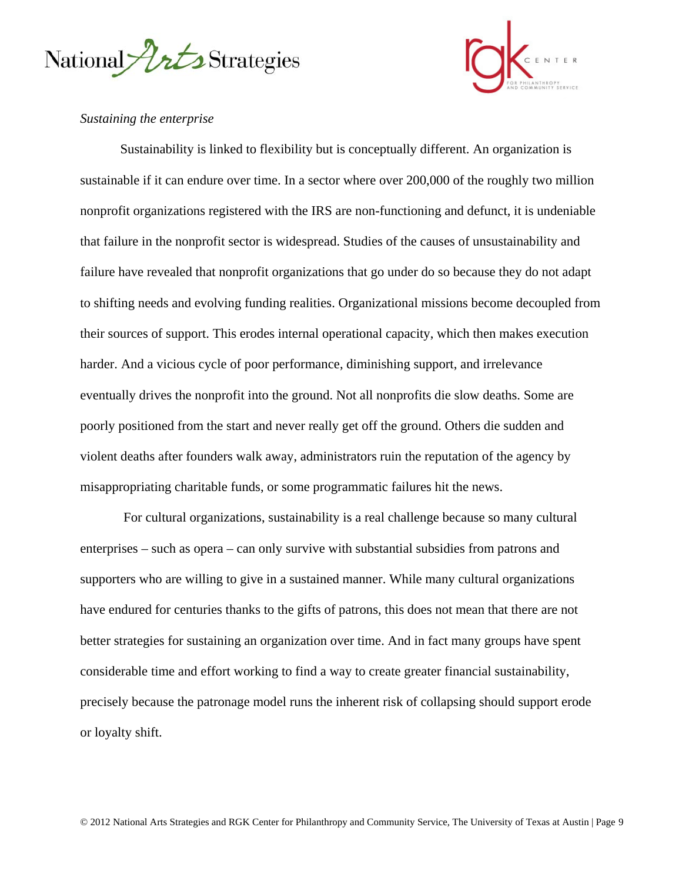*Sustaining the enterprise*

Sustainability is linked to flexibility but is conceptually different. An organization is sustainable if it can endure over time. In a sector where over 200,000 of the roughly two million nonprofit organizations registered with the IRS are non-functioning and defunct, it is undeniable that failure in the nonprofit sector is widespread. Studies of the causes of unsustainability and failure have revealed that nonprofit organizations that go under do so because they do not adapt to shifting needs and evolving funding realities. Organizational missions become decoupled from their sources of support. This erodes internal operational capacity, which then makes execution harder. And a vicious cycle of poor performance, diminishing support, and irrelevance eventually drives the nonprofit into the ground. Not all nonprofits die slow deaths. Some are poorly positioned from the start and never really get off the ground. Others die sudden and violent deaths after founders walk away, administrators ruin the reputation of the agency by misappropriating charitable funds, or some programmatic failures hit the news.

For cultural organizations, sustainability is a real challenge because so many cultural enterprises – such as opera – can only survive with substantial subsidies from patrons and supporters who are willing to give in a sustained manner. While many cultural organizations have endured for centuries thanks to the gifts of patrons, this does not mean that there are not better strategies for sustaining an organization over time. And in fact many groups have spent considerable time and effort working to find a way to create greater financial sustainability, precisely because the patronage model runs the inherent risk of collapsing should support erode or loyalty shift.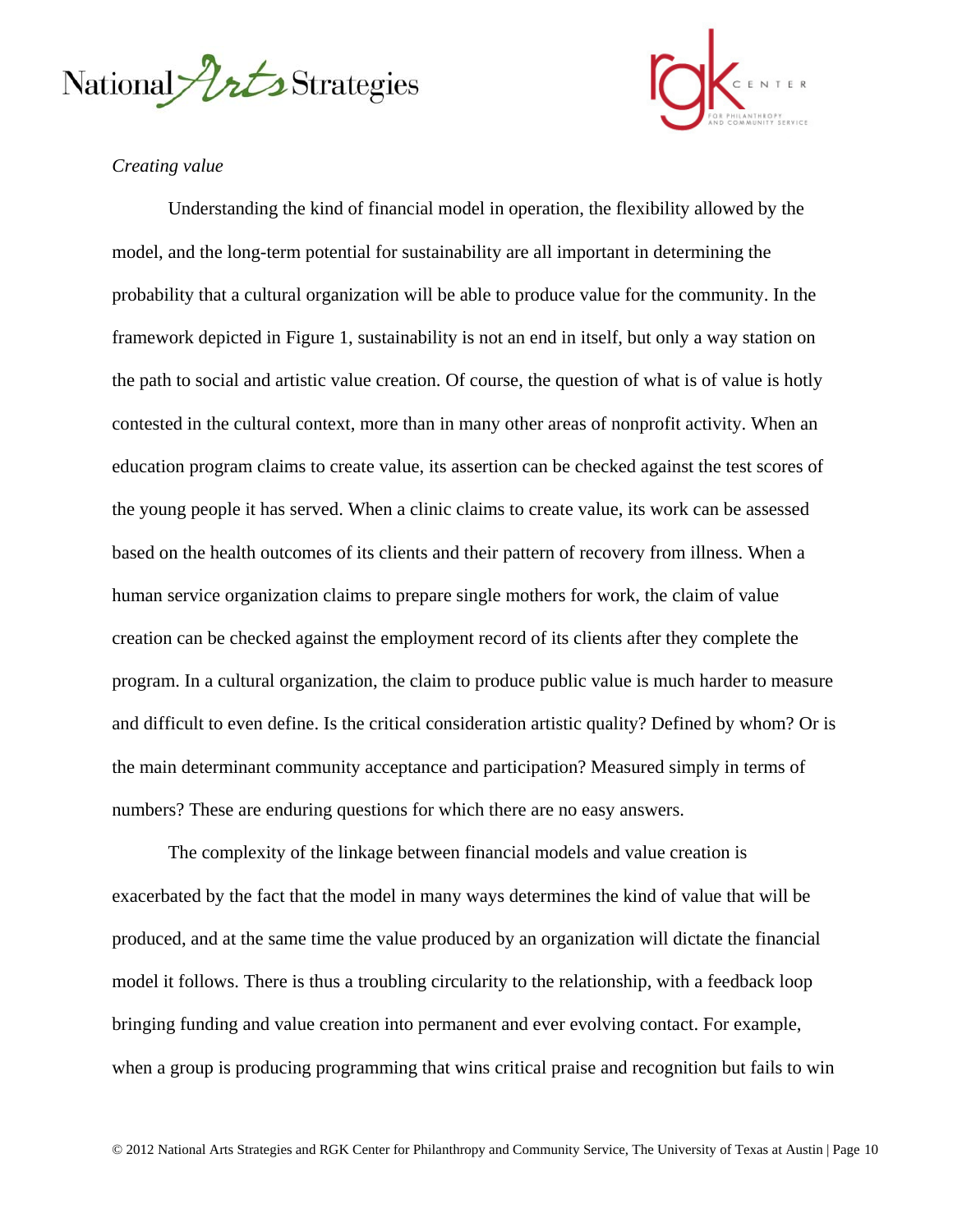*Creating value*

Understanding the kind of financial model in operation, the flexibility allowed by the model, and the long-term potential for sustainability are all important in determining the probability that a cultural organization will be able to produce value for the community. In the framework depicted in Figure 1, sustainability is not an end in itself, but only a way station on the path to social and artistic value creation. Of course, the question of what is of value is hotly contested in the cultural context, more than in many other areas of nonprofit activity. When an education program claims to create value, its assertion can be checked against the test scores of the young people it has served. When a clinic claims to create value, its work can be assessed based on the health outcomes of its clients and their pattern of recovery from illness. When a human service organization claims to prepare single mothers for work, the claim of value creation can be checked against the employment record of its clients after they complete the program. In a cultural organization, the claim to produce public value is much harder to measure and difficult to even define. Is the critical consideration artistic quality? Defined by whom? Or is the main determinant community acceptance and participation? Measured simply in terms of numbers? These are enduring questions for which there are no easy answers.

The complexity of the linkage between financial models and value creation is exacerbated by the fact that the model in many ways determines the kind of value that will be produced, and at the same time the value produced by an organization will dictate the financial model it follows. There is thus a troubling circularity to the relationship, with a feedback loop bringing funding and value creation into permanent and ever evolving contact. For example, when a group is producing programming that wins critical praise and recognition but fails to win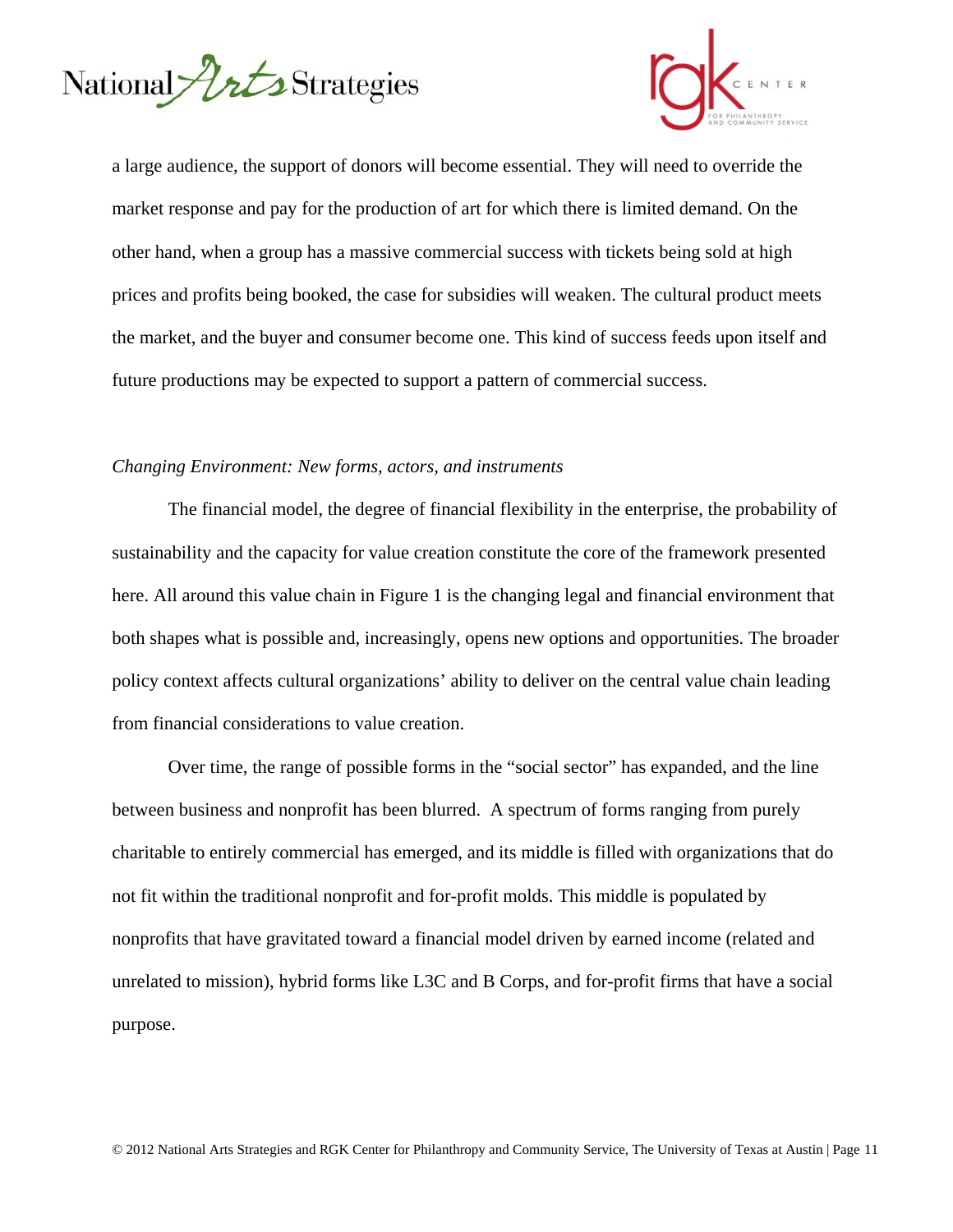a large audience, the support of donors will become essential. They will need to override the market response and pay for the production of art for which there is limited demand. On the other hand, when a group has a massive commercial success with tickets being sold at high prices and profits being booked, the case for subsidies will weaken. The cultural product meets the market, and the buyer and consumer become one. This kind of success feeds upon itself and future productions may be expected to support a pattern of commercial success.

*Changing Environment: New forms, actors, and instruments*

The financial model, the degree of financial flexibility in the enterprise, the probability of sustainability and the capacity for value creation constitute the core of the framework presented here. All around this value chain in Figure 1 is the changing legal and financial environment that both shapes what is possible and, increasingly, opens new options and opportunities. The broader policy context affects cultural organizations' ability to deliver on the central value chain leading from financial considerations to value creation.

Over time, the range of possible forms in the "social sector" has expanded, and the line between business and nonprofit has been blurred. A spectrum of forms ranging from purely charitable to entirely commercial has emerged, and its middle is filled with organizations that do not fit within the traditional nonprofit and for-profit molds. This middle is populated by nonprofits that have gravitated toward a financial model driven by earned income (related and unrelated to mission), hybrid forms like L3C and B Corps, and for-profit firms that have a social purpose.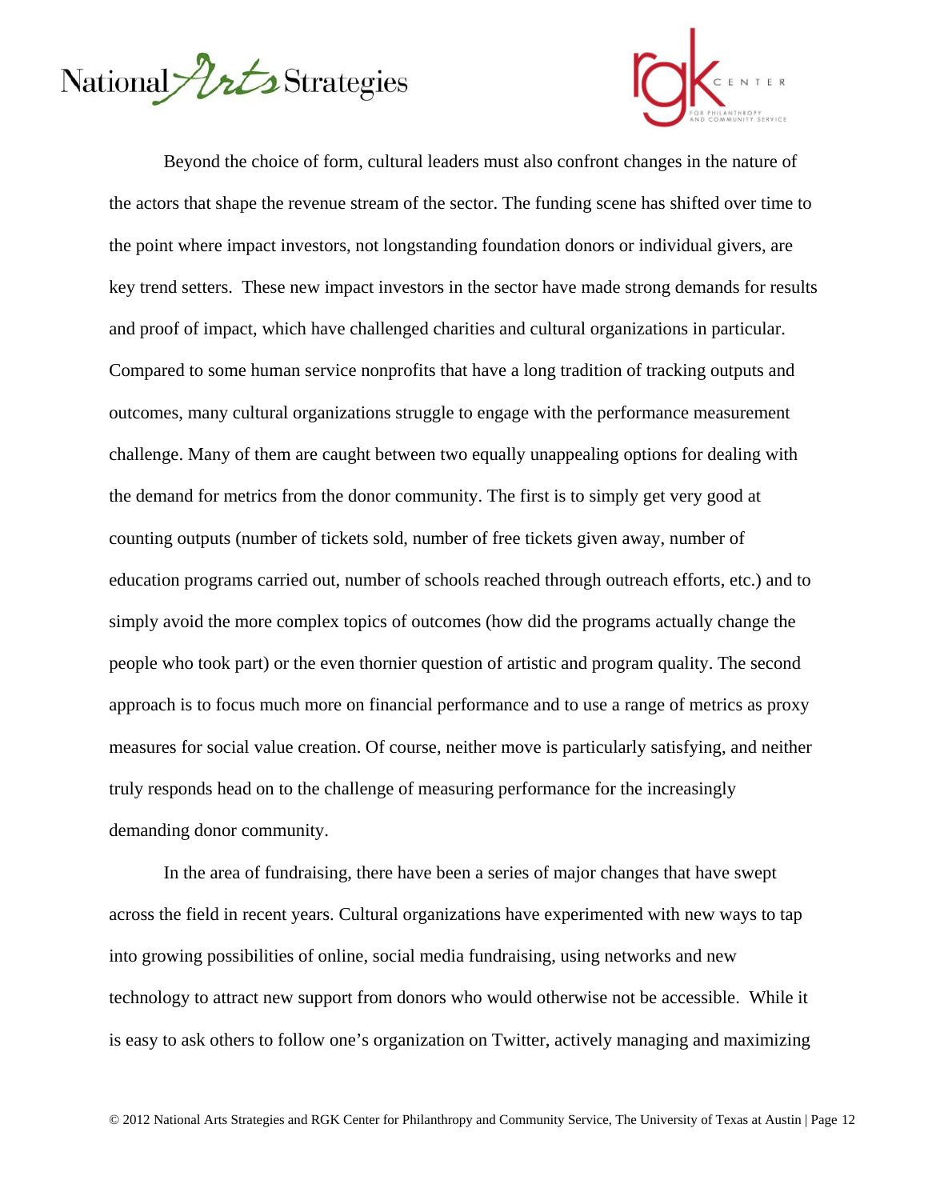Beyond the choice of form, cultural leaders must also confront changes in the nature of the actors that shape the revenue stream of the sector. The funding scene has shifted over time to the point where impact investors, not longstanding foundation donors or individual givers, are key trend setters. These new impact investors in the sector have made strong demands for results and proof of impact, which have challenged charities and cultural organizations in particular. Compared to some human service nonprofits that have a long tradition of tracking outputs and outcomes, many cultural organizations struggle to engage with the performance measurement challenge. Many of them are caught between two equally unappealing options for dealing with the demand for metrics from the donor community. The first is to simply get very good at counting outputs (number of tickets sold, number of free tickets given away, number of education programs carried out, number of schools reached through outreach efforts, etc.) and to simply avoid the more complex topics of outcomes (how did the programs actually change the people who took part) or the even thornier question of artistic and program quality. The second approach is to focus much more on financial performance and to use a range of metrics as proxy measures for social value creation. Of course, neither move is particularly satisfying, and neither truly responds head on to the challenge of measuring performance for the increasingly demanding donor community.

In the area of fundraising, there have been a series of major changes that have swept across the field in recent years. Cultural organizations have experimented with new ways to tap into growing possibilities of online, social media fundraising, using networks and new technology to attract new support from donors who would otherwise not be accessible. While it is easy to ask others to follow one's organization on Twitter, actively managing and maximizing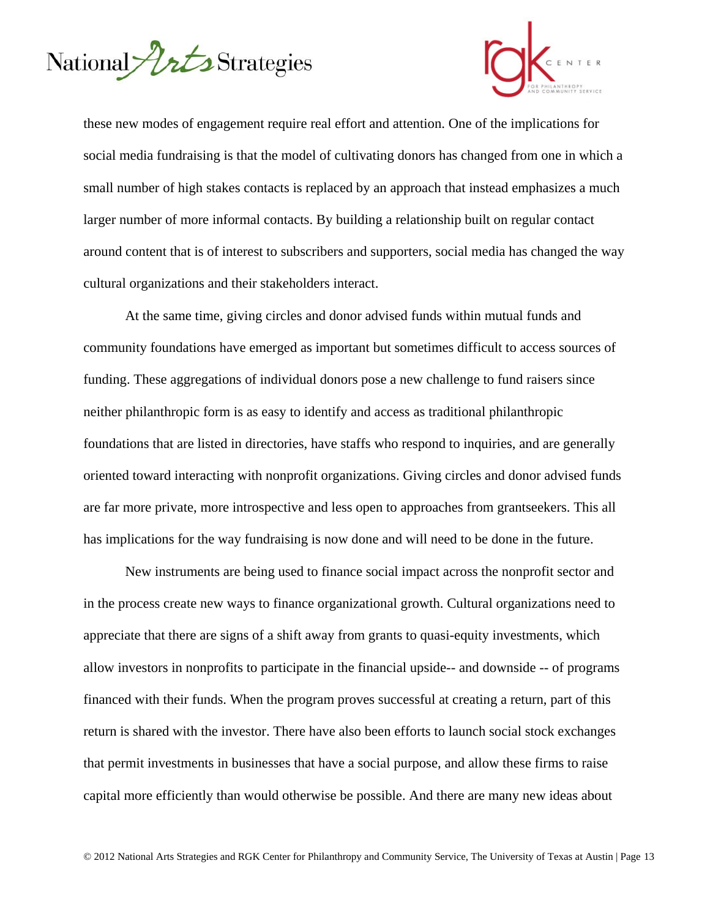these new modes of engagement require real effort and attention. One of the implications for social media fundraising is that the model of cultivating donors has changed from one in which a small number of high stakes contacts is replaced by an approach that instead emphasizes a much larger number of more informal contacts. By building a relationship built on regular contact around content that is of interest to subscribers and supporters, social media has changed the way cultural organizations and their stakeholders interact.

At the same time, giving circles and donor advised funds within mutual funds and community foundations have emerged as important but sometimes difficult to access sources of funding. These aggregations of individual donors pose a new challenge to fund raisers since neither philanthropic form is as easy to identify and access as traditional philanthropic foundations that are listed in directories, have staffs who respond to inquiries, and are generally oriented toward interacting with nonprofit organizations. Giving circles and donor advised funds are far more private, more introspective and less open to approaches from grantseekers. This all has implications for the way fundraising is now done and will need to be done in the future.

New instruments are being used to finance social impact across the nonprofit sector and in the process create new ways to finance organizational growth. Cultural organizations need to appreciate that there are signs of a shift away from grants to quasi-equity investments, which allow investors in nonprofits to participate in the financial upside-- and downside -- of programs financed with their funds. When the program proves successful at creating a return, part of this return is shared with the investor. There have also been efforts to launch social stock exchanges that permit investments in businesses that have a social purpose, and allow these firms to raise capital more efficiently than would otherwise be possible. And there are many new ideas about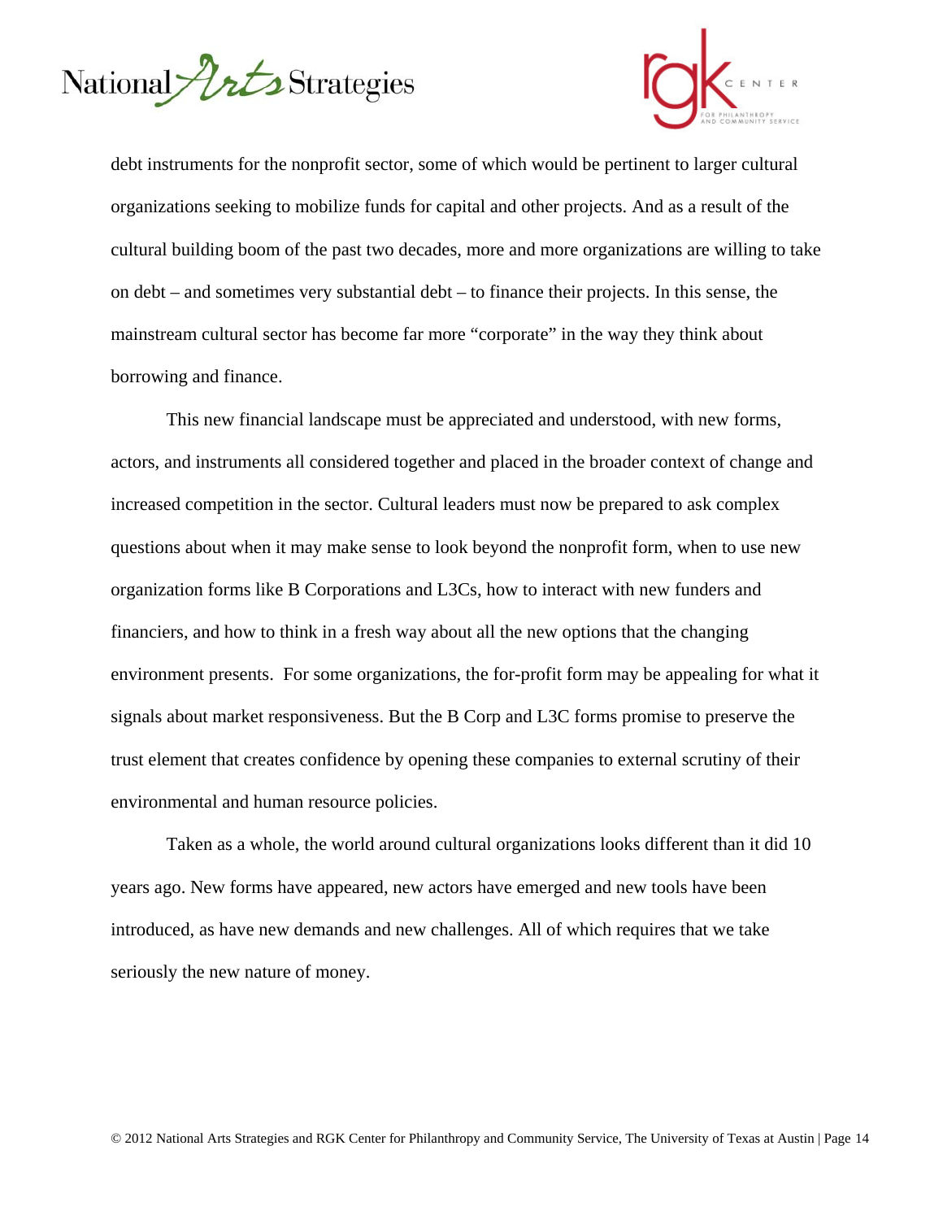debt instruments for the nonprofit sector, some of which would be pertinent to larger cultural organizations seeking to mobilize funds for capital and other projects. And as a result of the cultural building boom of the past two decades, more and more organizations are willing to take on debt – and sometimes very substantial debt – to finance their projects. In this sense, the mainstream cultural sector has become far more "corporate" in the way they think about borrowing and finance.

This new financial landscape must be appreciated and understood, with new forms, actors, and instruments all considered together and placed in the broader context of change and increased competition in the sector. Cultural leaders must now be prepared to ask complex questions about when it may make sense to look beyond the nonprofit form, when to use new organization forms like B Corporations and L3Cs, how to interact with new funders and financiers, and how to think in a fresh way about all the new options that the changing environment presents. For some organizations, the for-profit form may be appealing for what it signals about market responsiveness. But the B Corp and L3C forms promise to preserve the trust element that creates confidence by opening these companies to external scrutiny of their environmental and human resource policies.

Taken as a whole, the world around cultural organizations looks different than it did 10 years ago. New forms have appeared, new actors have emerged and new tools have been introduced, as have new demands and new challenges. All of which requires that we take seriously the new nature of money.